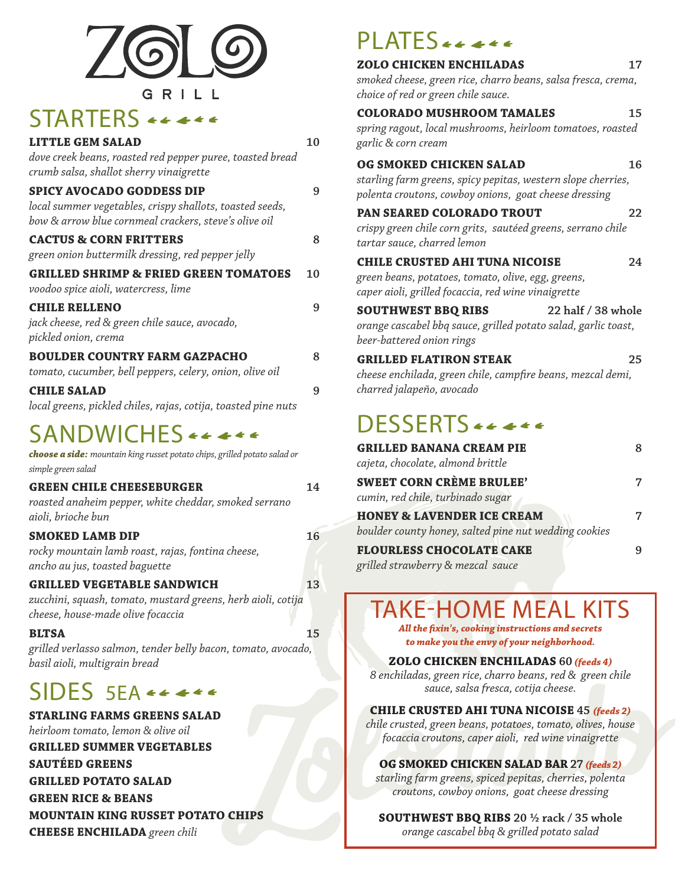# ZOLO GRILL

## STARTERS

**LITTLE GEM SALAD** 10
*dove creek beans, roasted red pepper puree, toasted bread crumb salsa, shallot sherry vinaigrette*

**SPICY AVOCADO GODDESS DIP** 9
*local summer vegetables, crispy shallots, toasted seeds, bow & arrow blue cornmeal crackers, steve's olive oil*

**CACTUS & CORN FRITTERS** 8
*green onion buttermilk dressing, red pepper jelly*

**GRILLED SHRIMP & FRIED GREEN TOMATOES** 10
*voodoo spice aioli, watercress, lime*

**CHILE RELLENO** 9
*jack cheese, red & green chile sauce, avocado, pickled onion, crema*

**BOULDER COUNTRY FARM GAZPACHO** 8
*tomato, cucumber, bell peppers, celery, onion, olive oil*

**CHILE SALAD** 9
*local greens, pickled chiles, rajas, cotija, toasted pine nuts*

## SANDWICHES

***choose a side:*** *mountain king russet potato chips, grilled potato salad or simple green salad*

**GREEN CHILE CHEESEBURGER** 14
*roasted anaheim pepper, white cheddar, smoked serrano aioli, brioche bun*

**SMOKED LAMB DIP** 16
*rocky mountain lamb roast, rajas, fontina cheese, ancho au jus, toasted baguette*

**GRILLED VEGETABLE SANDWICH** 13
*zucchini, squash, tomato, mustard greens, herb aioli, cotija cheese, house-made olive focaccia*

**BLTSA** 15
*grilled verlasso salmon, tender belly bacon, tomato, avocado, basil aioli, multigrain bread*

## SIDES 5EA

**STARLING FARMS GREENS SALAD**
*heirloom tomato, lemon & olive oil*
**GRILLED SUMMER VEGETABLES**
**SAUTÉED GREENS**
**GRILLED POTATO SALAD**
**GREEN RICE & BEANS**
**MOUNTAIN KING RUSSET POTATO CHIPS**
**CHEESE ENCHILADA** *green chili*

## PLATES

**ZOLO CHICKEN ENCHILADAS** 17
*smoked cheese, green rice, charro beans, salsa fresca, crema, choice of red or green chile sauce.*

**COLORADO MUSHROOM TAMALES** 15
*spring ragout, local mushrooms, heirloom tomatoes, roasted garlic & corn cream*

**OG SMOKED CHICKEN SALAD** 16
*starling farm greens, spicy pepitas, western slope cherries, polenta croutons, cowboy onions, goat cheese dressing*

**PAN SEARED COLORADO TROUT** 22
*crispy green chile corn grits, sautéed greens, serrano chile tartar sauce, charred lemon*

**CHILE CRUSTED AHI TUNA NICOISE** 24
*green beans, potatoes, tomato, olive, egg, greens, caper aioli, grilled focaccia, red wine vinaigrette*

**SOUTHWEST BBQ RIBS** 22 half / 38 whole
*orange cascabel bbq sauce, grilled potato salad, garlic toast, beer-battered onion rings*

**GRILLED FLATIRON STEAK** 25
*cheese enchilada, green chile, campfire beans, mezcal demi, charred jalapeño, avocado*

## DESSERTS

**GRILLED BANANA CREAM PIE** 8
*cajeta, chocolate, almond brittle*

**SWEET CORN CRÈME BRULEE'** 7
*cumin, red chile, turbinado sugar*

**HONEY & LAVENDER ICE CREAM** 7
*boulder county honey, salted pine nut wedding cookies*

**FLOURLESS CHOCOLATE CAKE** 9
*grilled strawberry & mezcal sauce*

## TAKE-HOME MEAL KITS

***All the fixin's, cooking instructions and secrets to make you the envy of your neighborhood.***

**ZOLO CHICKEN ENCHILADAS** 60 ***(feeds 4)***
*8 enchiladas, green rice, charro beans, red & green chile sauce, salsa fresca, cotija cheese.*

**CHILE CRUSTED AHI TUNA NICOISE** 45 ***(feeds 2)***
*chile crusted, green beans, potatoes, tomato, olives, house focaccia croutons, caper aioli, red wine vinaigrette*

**OG SMOKED CHICKEN SALAD BAR** 27 ***(feeds 2)***
*starling farm greens, spiced pepitas, cherries, polenta croutons, cowboy onions, goat cheese dressing*

**SOUTHWEST BBQ RIBS** 20 ½ rack / 35 whole
*orange cascabel bbq & grilled potato salad*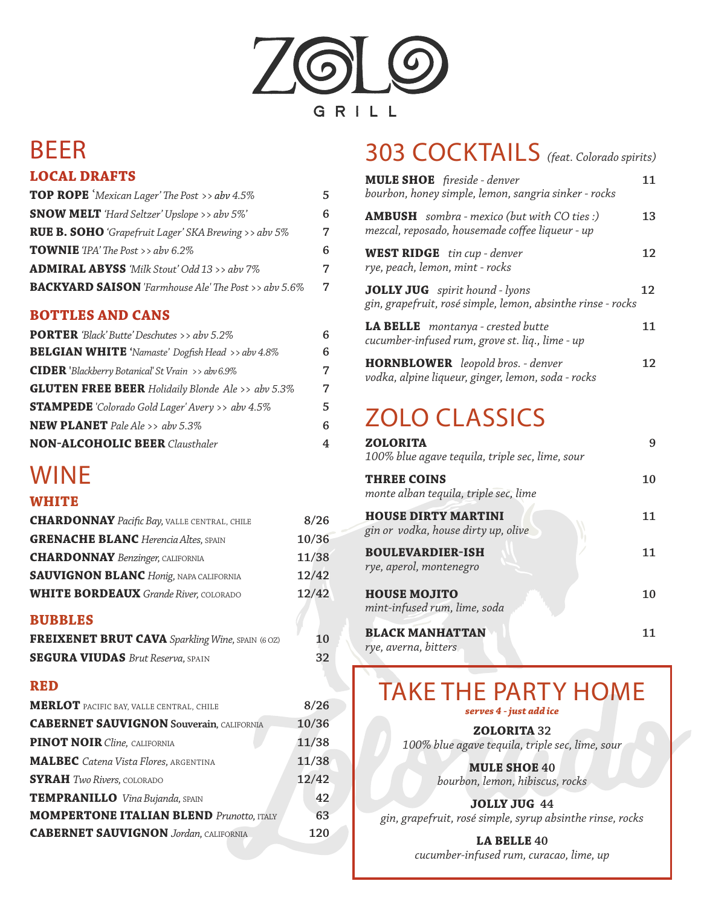# ZOLO GRILL

## BEER

### LOCAL DRAFTS

**TOP ROPE** *'Mexican Lager' The Post >> abv 4.5%* 5

**SNOW MELT** *'Hard Seltzer' Upslope >> abv 5%'* 6

**RUE B. SOHO** *'Grapefruit Lager' SKA Brewing >> abv 5%* 7

**TOWNIE** *'IPA' The Post >> abv 6.2%* 6

**ADMIRAL ABYSS** *'Milk Stout' Odd 13 >> abv 7%* 7

**BACKYARD SAISON** *'Farmhouse Ale' The Post >> abv 5.6%* 7

### BOTTLES AND CANS

**PORTER** *'Black' Butte' Deschutes >> abv 5.2%* 6

**BELGIAN WHITE** *'Namaste' Dogfish Head >> abv 4.8%* 6

**CIDER** *'Blackberry Botanical' St Vrain >> abv 6.9%* 7

**GLUTEN FREE BEER** *Holidaily Blonde Ale >> abv 5.3%* 7

**STAMPEDE** *'Colorado Gold Lager' Avery >> abv 4.5%* 5

**NEW PLANET** *Pale Ale >> abv 5.3%* 6

**NON-ALCOHOLIC BEER** *Clausthaler* 4

## WINE

### WHITE

**CHARDONNAY** *Pacific Bay,* VALLE CENTRAL, CHILE 8/26

**GRENACHE BLANC** *Herencia Altes,* SPAIN 10/36

**CHARDONNAY** *Benzinger,* CALIFORNIA 11/38

**SAUVIGNON BLANC** *Honig,* NAPA CALIFORNIA 12/42

**WHITE BORDEAUX** *Grande River,* COLORADO 12/42

### BUBBLES

**FREIXENET BRUT CAVA** *Sparkling Wine,* SPAIN (6 OZ) 10

**SEGURA VIUDAS** *Brut Reserva,* SPAIN 32

### RED

**MERLOT** PACIFIC BAY, VALLE CENTRAL, CHILE 8/26

**CABERNET SAUVIGNON** **Souverain,** CALIFORNIA 10/36

**PINOT NOIR** *Cline,* CALIFORNIA 11/38

**MALBEC** *Catena Vista Flores,* ARGENTINA 11/38

**SYRAH** *Two Rivers,* COLORADO 12/42

**TEMPRANILLO** *Vina Bujanda,* SPAIN 42

**MOMPERTONE ITALIAN BLEND** *Prunotto,* ITALY 63

**CABERNET SAUVIGNON** *Jordan,* CALIFORNIA 120

## 303 COCKTAILS *(feat. Colorado spirits)*

**MULE SHOE** *fireside - denver* 11
*bourbon, honey simple, lemon, sangria sinker - rocks*

**AMBUSH** *sombra - mexico (but with CO ties :)* 13
*mezcal, reposado, housemade coffee liqueur - up*

**WEST RIDGE** *tin cup - denver* 12
*rye, peach, lemon, mint - rocks*

**JOLLY JUG** *spirit hound - lyons* 12
*gin, grapefruit, rosé simple, lemon, absinthe rinse - rocks*

**LA BELLE** *montanya - crested butte* 11
*cucumber-infused rum, grove st. liq., lime - up*

**HORNBLOWER** *leopold bros. - denver* 12
*vodka, alpine liqueur, ginger, lemon, soda - rocks*

## ZOLO CLASSICS

**ZOLORITA** 9
*100% blue agave tequila, triple sec, lime, sour*

**THREE COINS** 10
*monte alban tequila, triple sec, lime*

**HOUSE DIRTY MARTINI** 11
*gin or vodka, house dirty up, olive*

**BOULEVARDIER-ISH** 11
*rye, aperol, montenegro*

**HOUSE MOJITO** 10
*mint-infused rum, lime, soda*

**BLACK MANHATTAN** 11
*rye, averna, bitters*

## TAKE THE PARTY HOME

***serves 4 - just add ice***

**ZOLORITA** 32
*100% blue agave tequila, triple sec, lime, sour*

**MULE SHOE** 40
*bourbon, lemon, hibiscus, rocks*

**JOLLY JUG** 44
*gin, grapefruit, rosé simple, syrup absinthe rinse, rocks*

**LA BELLE** 40
*cucumber-infused rum, curacao, lime, up*

Zolorado